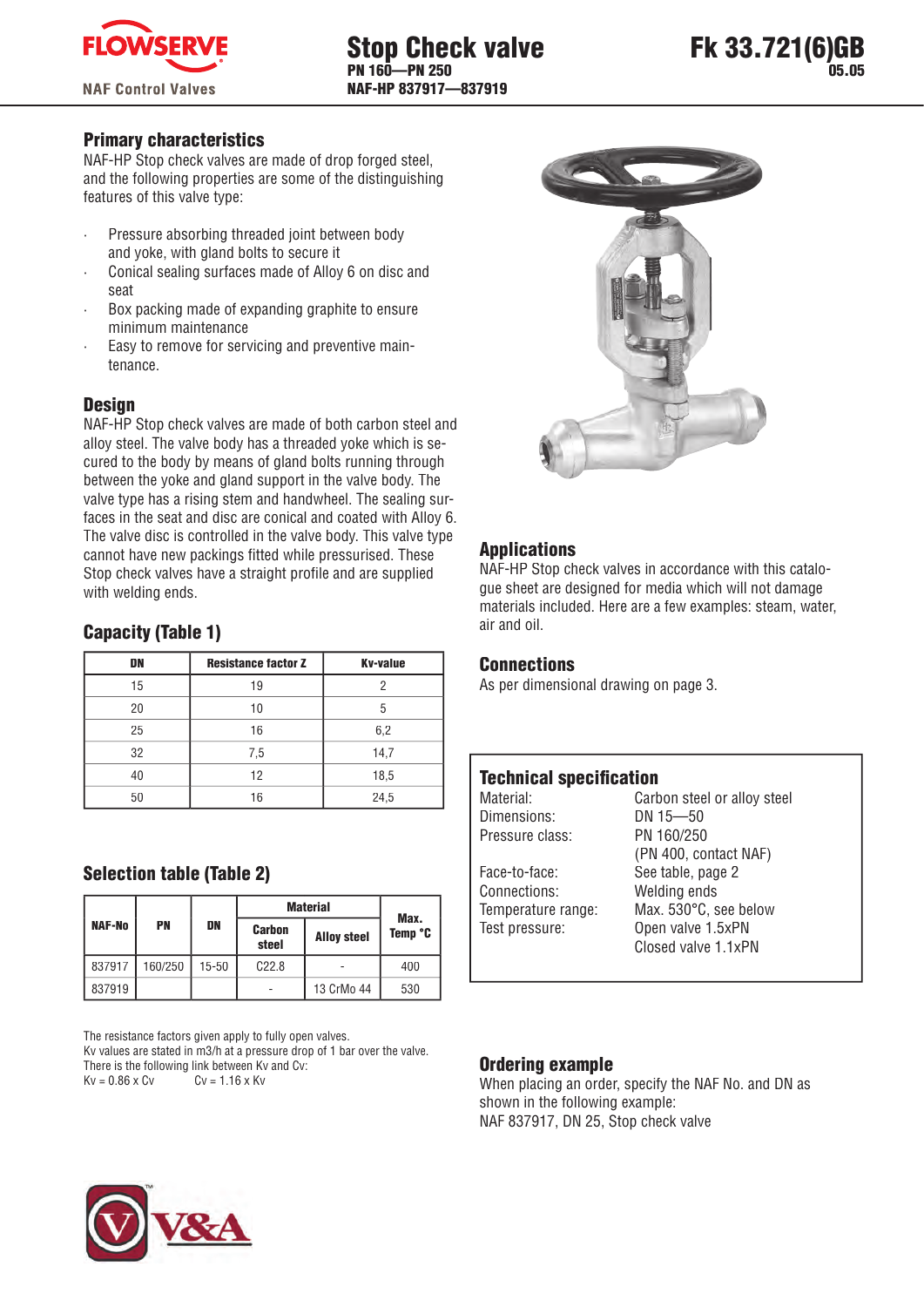# Stop Check valve

**PN 160—PN 250**
**NAF-HP 837917—837919**

**Fk 33.721(6)GB**
**05.05**

## Primary characteristics

NAF-HP Stop check valves are made of drop forged steel, and the following properties are some of the distinguishing features of this valve type:

- Pressure absorbing threaded joint between body and yoke, with gland bolts to secure it
- Conical sealing surfaces made of Alloy 6 on disc and seat
- Box packing made of expanding graphite to ensure minimum maintenance
- Easy to remove for servicing and preventive maintenance.

## Design

NAF-HP Stop check valves are made of both carbon steel and alloy steel. The valve body has a threaded yoke which is secured to the body by means of gland bolts running through between the yoke and gland support in the valve body. The valve type has a rising stem and handwheel. The sealing surfaces in the seat and disc are conical and coated with Alloy 6. The valve disc is controlled in the valve body. This valve type cannot have new packings fitted while pressurised. These Stop check valves have a straight profile and are supplied with welding ends.

## Capacity (Table 1)

| DN | Resistance factor Z | Kv-value |
|---|---|---|
| 15 | 19 | 2 |
| 20 | 10 | 5 |
| 25 | 16 | 6,2 |
| 32 | 7,5 | 14,7 |
| 40 | 12 | 18,5 |
| 50 | 16 | 24,5 |

## Selection table (Table 2)

| NAF-No | PN | DN | Material | | Max. Temp °C |
|---|---|---|---|---|---|
| | | | Carbon steel | Alloy steel | |
| 837917 | 160/250 | 15-50 | C22.8 | - | 400 |
| 837919 | | | - | 13 CrMo 44 | 530 |

The resistance factors given apply to fully open valves.
Kv values are stated in m3/h at a pressure drop of 1 bar over the valve.
There is the following link between Kv and Cv:
Kv = 0.86 x Cv    Cv = 1.16 x Kv

## Applications

NAF-HP Stop check valves in accordance with this catalogue sheet are designed for media which will not damage materials included. Here are a few examples: steam, water, air and oil.

## Connections

As per dimensional drawing on page 3.

## Technical specification

| | |
|---|---|
| Material: | Carbon steel or alloy steel |
| Dimensions: | DN 15—50 |
| Pressure class: | PN 160/250 (PN 400, contact NAF) |
| Face-to-face: | See table, page 2 |
| Connections: | Welding ends |
| Temperature range: | Max. 530°C, see below |
| Test pressure: | Open valve 1.5xPN<br>Closed valve 1.1xPN |

## Ordering example

When placing an order, specify the NAF No. and DN as shown in the following example:
NAF 837917, DN 25, Stop check valve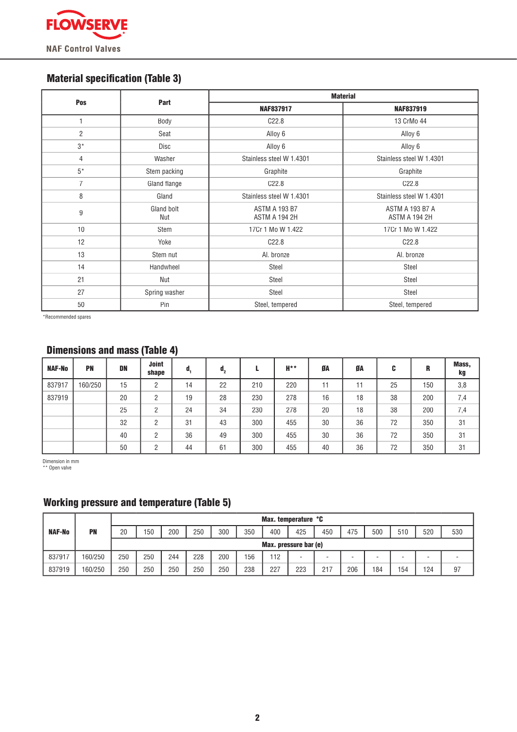## Material specification (Table 3)

| Pos | Part | Material | |
|---|---|---|---|
| | | NAF837917 | NAF837919 |
| 1 | Body | C22.8 | 13 CrMo 44 |
| 2 | Seat | Alloy 6 | Alloy 6 |
| 3* | Disc | Alloy 6 | Alloy 6 |
| 4 | Washer | Stainless steel W 1.4301 | Stainless steel W 1.4301 |
| 5* | Stem packing | Graphite | Graphite |
| 7 | Gland flange | C22.8 | C22.8 |
| 8 | Gland | Stainless steel W 1.4301 | Stainless steel W 1.4301 |
| 9 | Gland bolt<br>Nut | ASTM A 193 B7<br>ASTM A 194 2H | ASTM A 193 B7 A<br>ASTM A 194 2H |
| 10 | Stem | 17Cr 1 Mo W 1.422 | 17Cr 1 Mo W 1.422 |
| 12 | Yoke | C22.8 | C22.8 |
| 13 | Stem nut | Al. bronze | Al. bronze |
| 14 | Handwheel | Steel | Steel |
| 21 | Nut | Steel | Steel |
| 27 | Spring washer | Steel | Steel |
| 50 | Pin | Steel, tempered | Steel, tempered |

*Recommended spares

## Dimensions and mass (Table 4)

| NAF-No | PN | DN | Joint shape | $d_1$ | $d_2$ | L | H** | ØA | ØA | C | R | Mass, kg |
|---|---|---|---|---|---|---|---|---|---|---|---|---|
| 837917 | 160/250 | 15 | 2 | 14 | 22 | 210 | 220 | 11 | 11 | 25 | 150 | 3,8 |
| 837919 | | 20 | 2 | 19 | 28 | 230 | 278 | 16 | 18 | 38 | 200 | 7,4 |
| | | 25 | 2 | 24 | 34 | 230 | 278 | 20 | 18 | 38 | 200 | 7,4 |
| | | 32 | 2 | 31 | 43 | 300 | 455 | 30 | 36 | 72 | 350 | 31 |
| | | 40 | 2 | 36 | 49 | 300 | 455 | 30 | 36 | 72 | 350 | 31 |
| | | 50 | 2 | 44 | 61 | 300 | 455 | 40 | 36 | 72 | 350 | 31 |

Dimension in mm
** Open valve

## Working pressure and temperature (Table 5)

| NAF-No | PN | Max. temperature °C | | | | | | | | | | | | | |
|---|---|---|---|---|---|---|---|---|---|---|---|---|---|---|---|
| | | 20 | 150 | 200 | 250 | 300 | 350 | 400 | 425 | 450 | 475 | 500 | 510 | 520 | 530 |
| | | Max. pressure bar (e) | | | | | | | | | | | | | |
| 837917 | 160/250 | 250 | 250 | 244 | 228 | 200 | 156 | 112 | - | - | - | - | - | - | - |
| 837919 | 160/250 | 250 | 250 | 250 | 250 | 250 | 238 | 227 | 223 | 217 | 206 | 184 | 154 | 124 | 97 |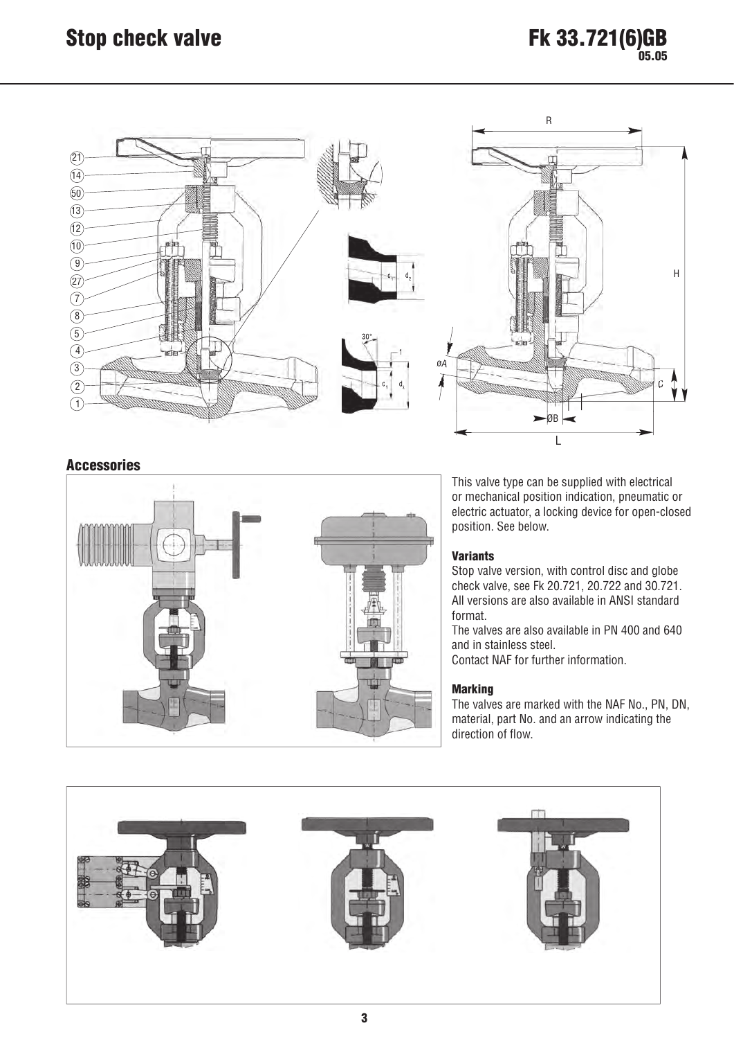## Accessories

This valve type can be supplied with electrical or mechanical position indication, pneumatic or electric actuator, a locking device for open-closed position. See below.

### Variants

Stop valve version, with control disc and globe check valve, see Fk 20.721, 20.722 and 30.721.
All versions are also available in ANSI standard format.
The valves are also available in PN 400 and 640 and in stainless steel.
Contact NAF for further information.

### Marking

The valves are marked with the NAF No., PN, DN, material, part No. and an arrow indicating the direction of flow.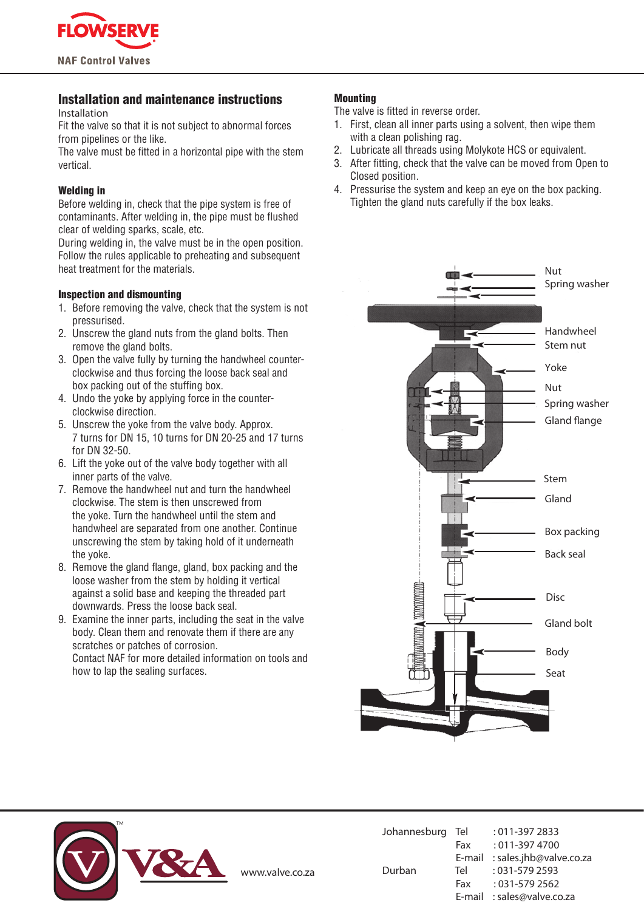FLOWSERVE

NAF Control Valves

## Installation and maintenance instructions

Installation

Fit the valve so that it is not subject to abnormal forces from pipelines or the like.

The valve must be fitted in a horizontal pipe with the stem vertical.

### Welding in

Before welding in, check that the pipe system is free of contaminants. After welding in, the pipe must be flushed clear of welding sparks, scale, etc.

During welding in, the valve must be in the open position. Follow the rules applicable to preheating and subsequent heat treatment for the materials.

### Inspection and dismounting

1. Before removing the valve, check that the system is not pressurised.
2. Unscrew the gland nuts from the gland bolts. Then remove the gland bolts.
3. Open the valve fully by turning the handwheel counter-clockwise and thus forcing the loose back seal and box packing out of the stuffing box.
4. Undo the yoke by applying force in the counter-clockwise direction.
5. Unscrew the yoke from the valve body. Approx. 7 turns for DN 15, 10 turns for DN 20-25 and 17 turns for DN 32-50.
6. Lift the yoke out of the valve body together with all inner parts of the valve.
7. Remove the handwheel nut and turn the handwheel clockwise. The stem is then unscrewed from the yoke. Turn the handwheel until the stem and handwheel are separated from one another. Continue unscrewing the stem by taking hold of it underneath the yoke.
8. Remove the gland flange, gland, box packing and the loose washer from the stem by holding it vertical against a solid base and keeping the threaded part downwards. Press the loose back seal.
9. Examine the inner parts, including the seat in the valve body. Clean them and renovate them if there are any scratches or patches of corrosion.
   Contact NAF for more detailed information on tools and how to lap the sealing surfaces.

### Mounting

The valve is fitted in reverse order.

1. First, clean all inner parts using a solvent, then wipe them with a clean polishing rag.
2. Lubricate all threads using Molykote HCS or equivalent.
3. After fitting, check that the valve can be moved from Open to Closed position.
4. Pressurise the system and keep an eye on the box packing. Tighten the gland nuts carefully if the box leaks.

Nut
Spring washer
Handwheel
Stem nut
Yoke
Nut
Spring washer
Gland flange
Stem
Gland
Box packing
Back seal
Disc
Gland bolt
Body
Seat

V&A

www.valve.co.za

| | | |
|---|---|---|
| Johannesburg | Tel | : 011-397 2833 |
| | Fax | : 011-397 4700 |
| | E-mail | : sales.jhb@valve.co.za |
| Durban | Tel | : 031-579 2593 |
| | Fax | : 031-579 2562 |
| | E-mail | : sales@valve.co.za |